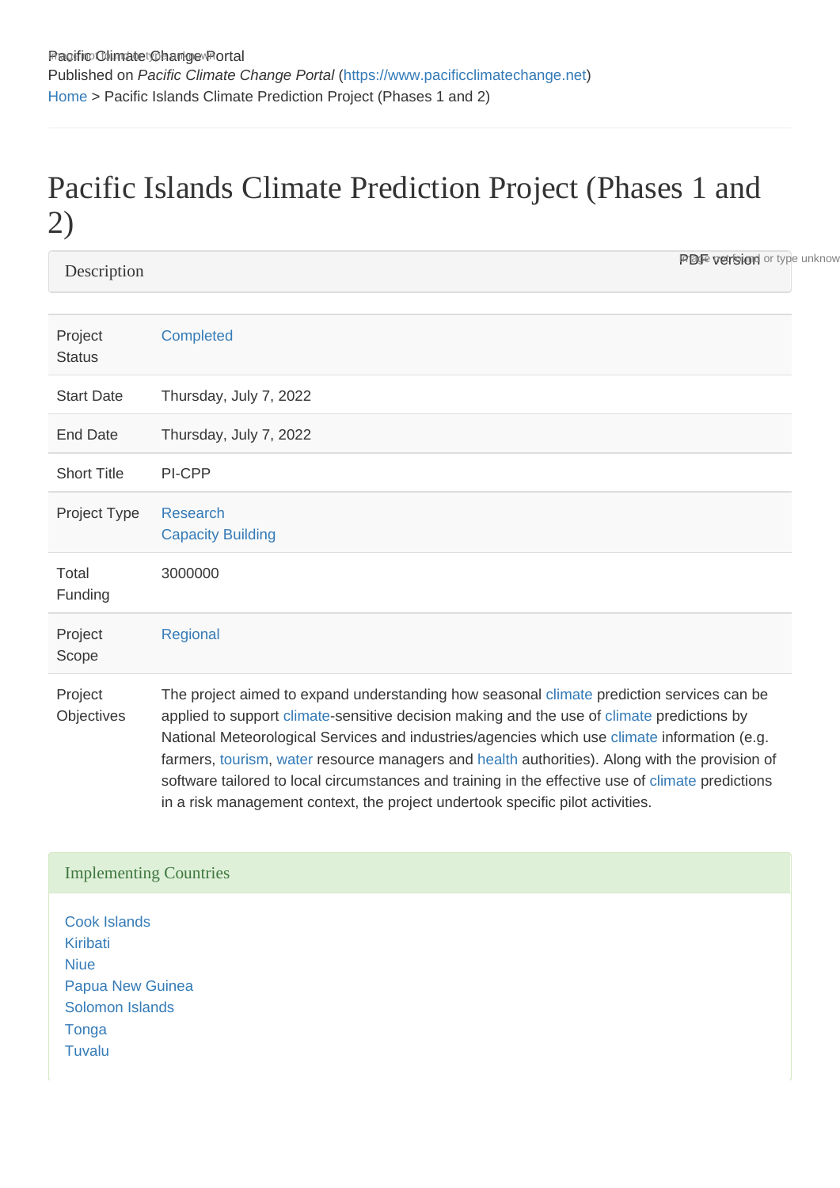Pacific Climate Change Portal

Published on *Pacific Climate Change Portal* (https://www.pacificclimatechange.net)

Home > Pacific Islands Climate Prediction Project (Phases 1 and 2)

# Pacific Islands Climate Prediction Project (Phases 1 and 2)

## Description

| | |
|---|---|
| Project Status | Completed |
| Start Date | Thursday, July 7, 2022 |
| End Date | Thursday, July 7, 2022 |
| Short Title | PI-CPP |
| Project Type | Research<br>Capacity Building |
| Total Funding | 3000000 |
| Project Scope | Regional |
| Project Objectives | The project aimed to expand understanding how seasonal climate prediction services can be applied to support climate-sensitive decision making and the use of climate predictions by National Meteorological Services and industries/agencies which use climate information (e.g. farmers, tourism, water resource managers and health authorities). Along with the provision of software tailored to local circumstances and training in the effective use of climate predictions in a risk management context, the project undertook specific pilot activities. |

## Implementing Countries

Cook Islands
Kiribati
Niue
Papua New Guinea
Solomon Islands
Tonga
Tuvalu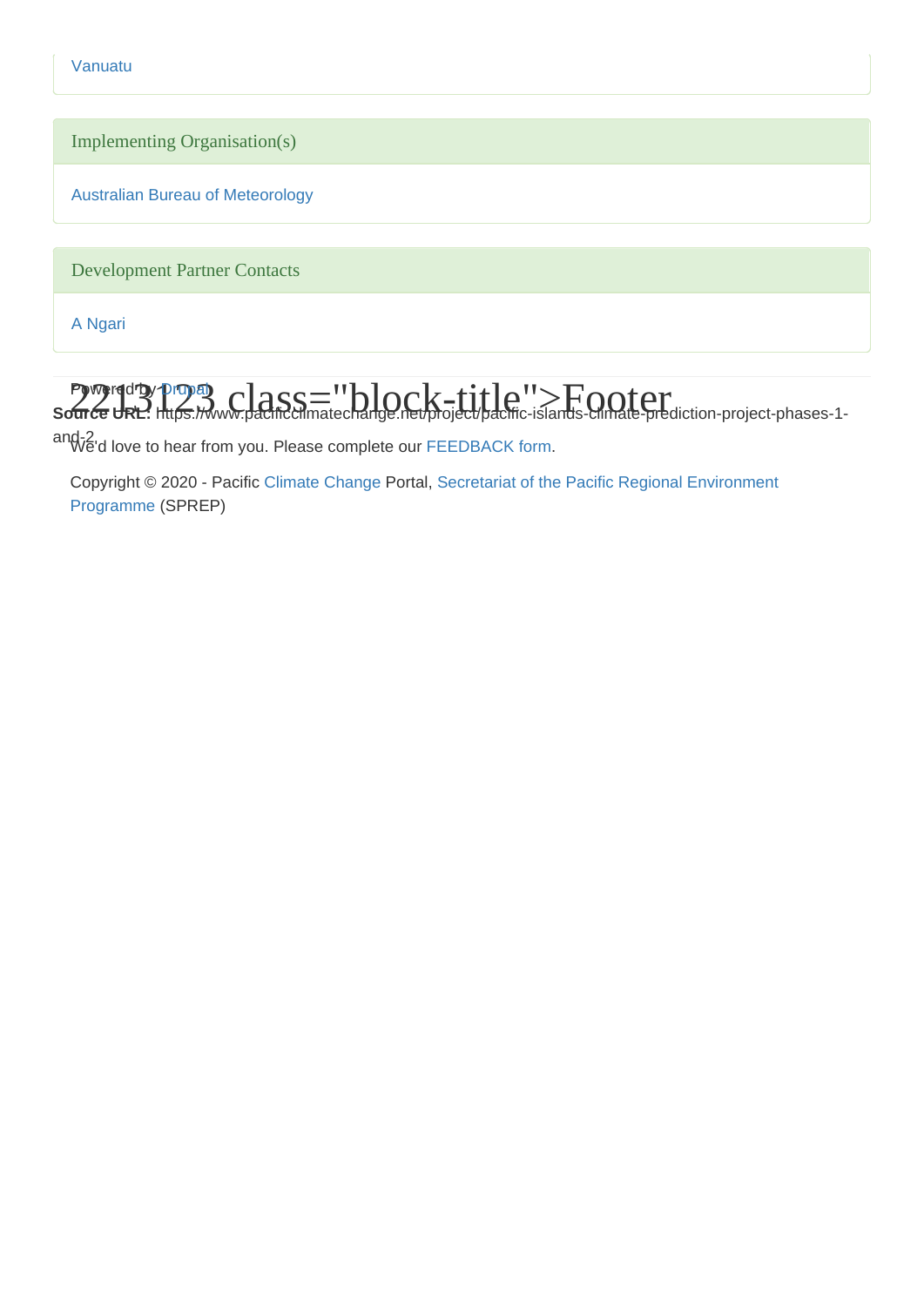Vanuatu

## Implementing Organisation(s)

Australian Bureau of Meteorology

## Development Partner Contacts

A Ngari

Powered by Drupal

2213123 class="block-title">Footer

**Source URL:** https://www.pacificclimatechange.net/project/pacific-islands-climate-prediction-project-phases-1-and-2

We'd love to hear from you. Please complete our FEEDBACK form.

Copyright © 2020 - Pacific Climate Change Portal, Secretariat of the Pacific Regional Environment Programme (SPREP)